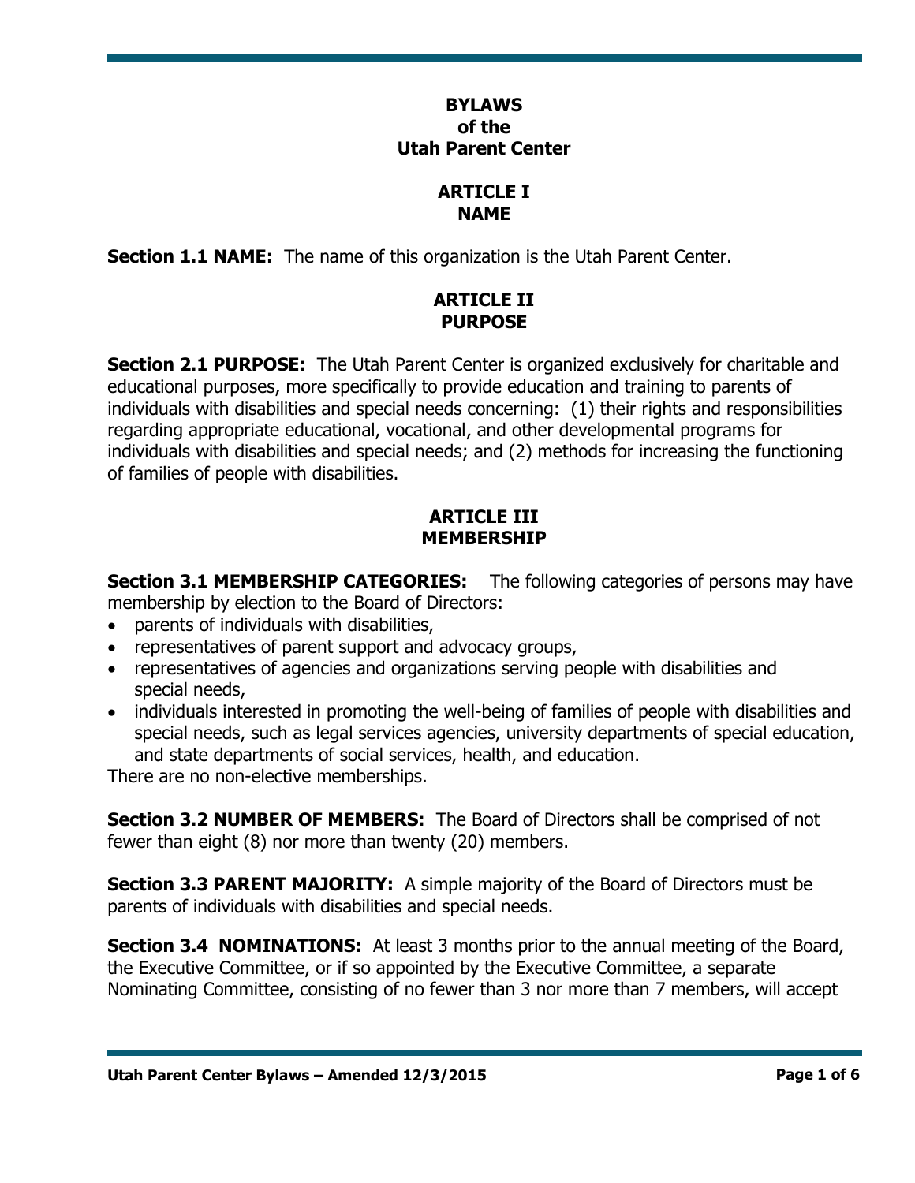# BYLAWS of the Utah Parent Center

## ARTICLE I NAME

**Section 1.1 NAME:** The name of this organization is the Utah Parent Center.

## ARTICLE II PURPOSE

**Section 2.1 PURPOSE:** The Utah Parent Center is organized exclusively for charitable and educational purposes, more specifically to provide education and training to parents of individuals with disabilities and special needs concerning: (1) their rights and responsibilities regarding appropriate educational, vocational, and other developmental programs for individuals with disabilities and special needs; and (2) methods for increasing the functioning of families of people with disabilities.

## ARTICLE III MEMBERSHIP

**Section 3.1 MEMBERSHIP CATEGORIES:** The following categories of persons may have membership by election to the Board of Directors:

- parents of individuals with disabilities,
- representatives of parent support and advocacy groups,
- representatives of agencies and organizations serving people with disabilities and special needs,
- individuals interested in promoting the well-being of families of people with disabilities and special needs, such as legal services agencies, university departments of special education, and state departments of social services, health, and education.

There are no non-elective memberships.

**Section 3.2 NUMBER OF MEMBERS:** The Board of Directors shall be comprised of not fewer than eight (8) nor more than twenty (20) members.

**Section 3.3 PARENT MAJORITY:** A simple majority of the Board of Directors must be parents of individuals with disabilities and special needs.

**Section 3.4 NOMINATIONS:** At least 3 months prior to the annual meeting of the Board, the Executive Committee, or if so appointed by the Executive Committee, a separate Nominating Committee, consisting of no fewer than 3 nor more than 7 members, will accept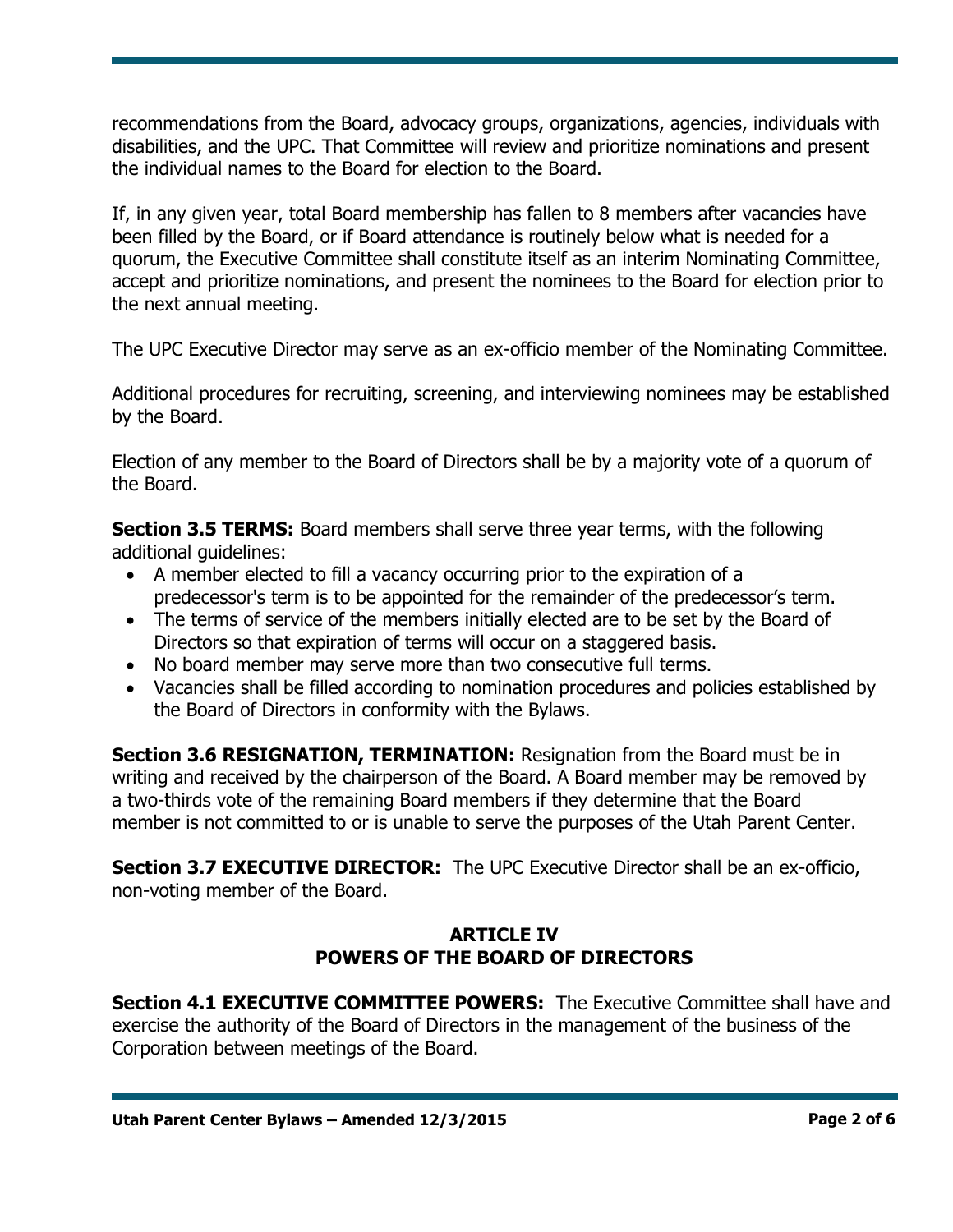recommendations from the Board, advocacy groups, organizations, agencies, individuals with disabilities, and the UPC. That Committee will review and prioritize nominations and present the individual names to the Board for election to the Board.

If, in any given year, total Board membership has fallen to 8 members after vacancies have been filled by the Board, or if Board attendance is routinely below what is needed for a quorum, the Executive Committee shall constitute itself as an interim Nominating Committee, accept and prioritize nominations, and present the nominees to the Board for election prior to the next annual meeting.

The UPC Executive Director may serve as an ex-officio member of the Nominating Committee.

Additional procedures for recruiting, screening, and interviewing nominees may be established by the Board.

Election of any member to the Board of Directors shall be by a majority vote of a quorum of the Board.

**Section 3.5 TERMS:** Board members shall serve three year terms, with the following additional guidelines:

- A member elected to fill a vacancy occurring prior to the expiration of a predecessor's term is to be appointed for the remainder of the predecessor's term.
- The terms of service of the members initially elected are to be set by the Board of Directors so that expiration of terms will occur on a staggered basis.
- No board member may serve more than two consecutive full terms.
- Vacancies shall be filled according to nomination procedures and policies established by the Board of Directors in conformity with the Bylaws.

**Section 3.6 RESIGNATION, TERMINATION:** Resignation from the Board must be in writing and received by the chairperson of the Board. A Board member may be removed by a two-thirds vote of the remaining Board members if they determine that the Board member is not committed to or is unable to serve the purposes of the Utah Parent Center.

**Section 3.7 EXECUTIVE DIRECTOR:** The UPC Executive Director shall be an ex-officio, non-voting member of the Board.

## ARTICLE IV
## POWERS OF THE BOARD OF DIRECTORS

**Section 4.1 EXECUTIVE COMMITTEE POWERS:** The Executive Committee shall have and exercise the authority of the Board of Directors in the management of the business of the Corporation between meetings of the Board.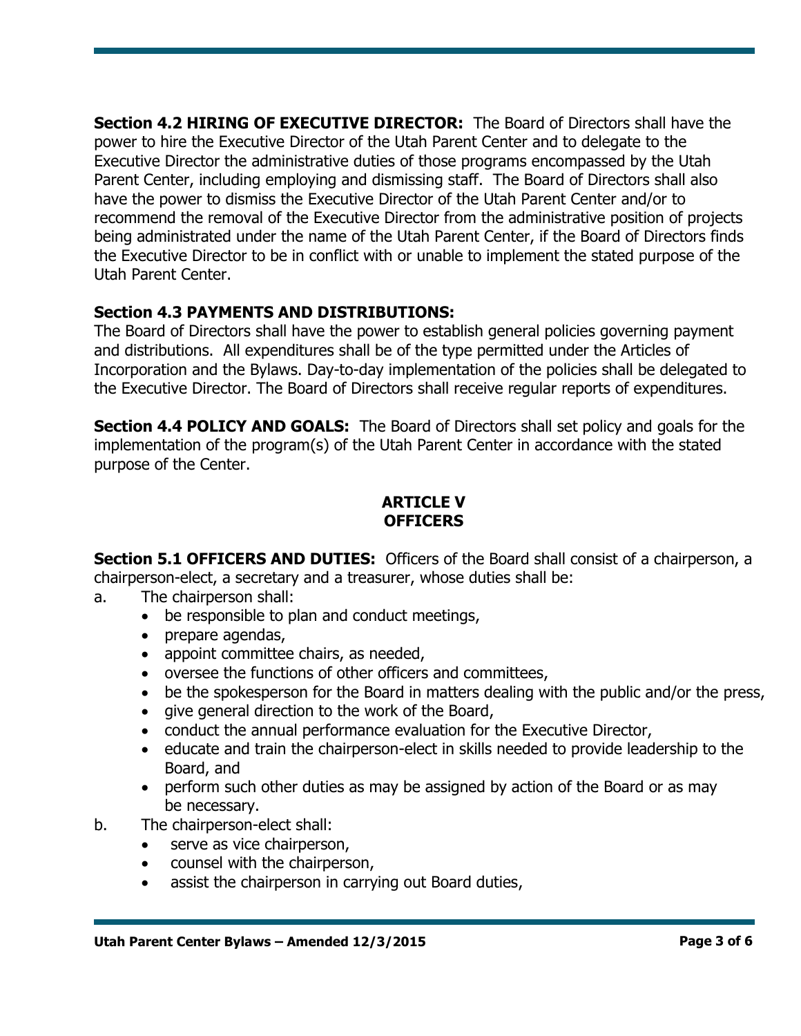**Section 4.2 HIRING OF EXECUTIVE DIRECTOR:** The Board of Directors shall have the power to hire the Executive Director of the Utah Parent Center and to delegate to the Executive Director the administrative duties of those programs encompassed by the Utah Parent Center, including employing and dismissing staff. The Board of Directors shall also have the power to dismiss the Executive Director of the Utah Parent Center and/or to recommend the removal of the Executive Director from the administrative position of projects being administrated under the name of the Utah Parent Center, if the Board of Directors finds the Executive Director to be in conflict with or unable to implement the stated purpose of the Utah Parent Center.

**Section 4.3 PAYMENTS AND DISTRIBUTIONS:**
The Board of Directors shall have the power to establish general policies governing payment and distributions. All expenditures shall be of the type permitted under the Articles of Incorporation and the Bylaws. Day-to-day implementation of the policies shall be delegated to the Executive Director. The Board of Directors shall receive regular reports of expenditures.

**Section 4.4 POLICY AND GOALS:** The Board of Directors shall set policy and goals for the implementation of the program(s) of the Utah Parent Center in accordance with the stated purpose of the Center.

## ARTICLE V
## OFFICERS

**Section 5.1 OFFICERS AND DUTIES:** Officers of the Board shall consist of a chairperson, a chairperson-elect, a secretary and a treasurer, whose duties shall be:

a. The chairperson shall:
- be responsible to plan and conduct meetings,
- prepare agendas,
- appoint committee chairs, as needed,
- oversee the functions of other officers and committees,
- be the spokesperson for the Board in matters dealing with the public and/or the press,
- give general direction to the work of the Board,
- conduct the annual performance evaluation for the Executive Director,
- educate and train the chairperson-elect in skills needed to provide leadership to the Board, and
- perform such other duties as may be assigned by action of the Board or as may be necessary.

b. The chairperson-elect shall:
- serve as vice chairperson,
- counsel with the chairperson,
- assist the chairperson in carrying out Board duties,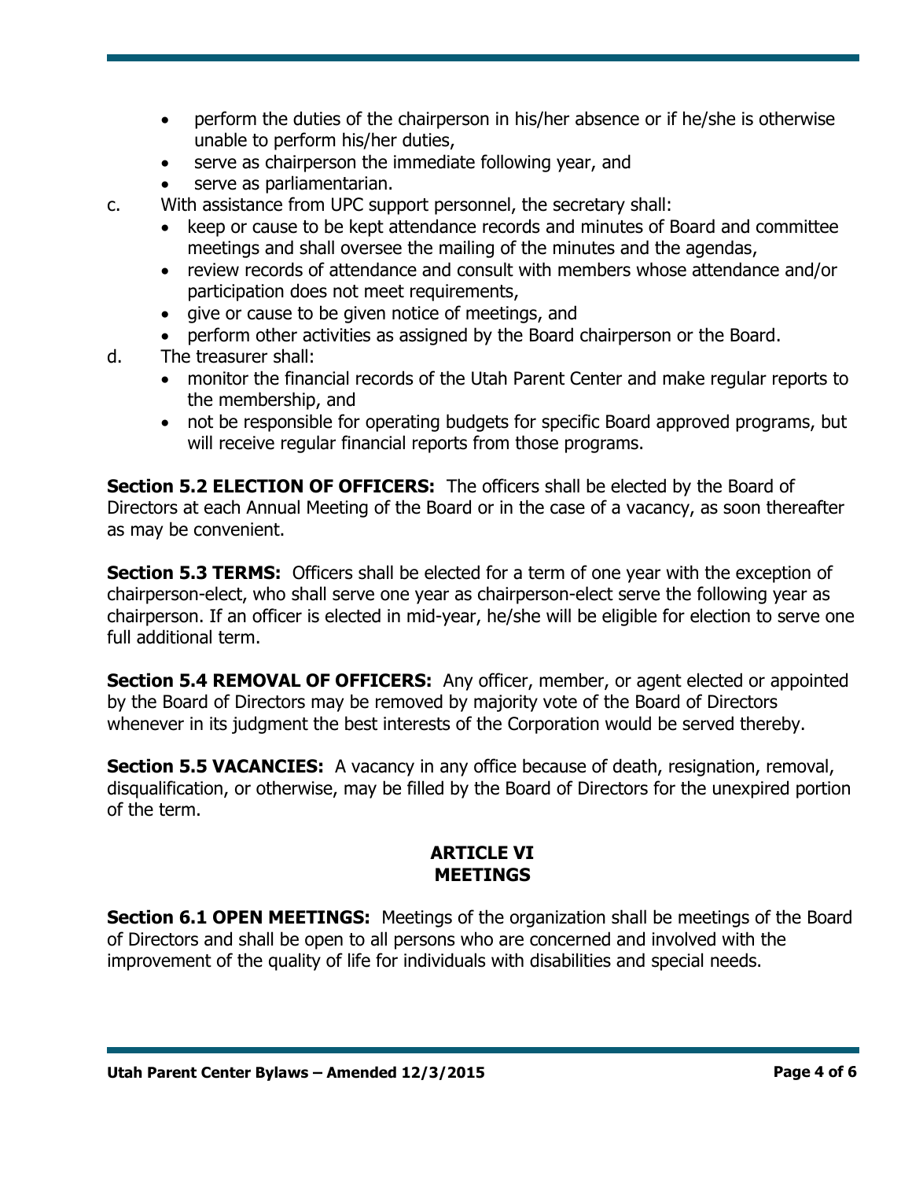- perform the duties of the chairperson in his/her absence or if he/she is otherwise unable to perform his/her duties,
- serve as chairperson the immediate following year, and
- serve as parliamentarian.

c. With assistance from UPC support personnel, the secretary shall:
   - keep or cause to be kept attendance records and minutes of Board and committee meetings and shall oversee the mailing of the minutes and the agendas,
   - review records of attendance and consult with members whose attendance and/or participation does not meet requirements,
   - give or cause to be given notice of meetings, and
   - perform other activities as assigned by the Board chairperson or the Board.

d. The treasurer shall:
   - monitor the financial records of the Utah Parent Center and make regular reports to the membership, and
   - not be responsible for operating budgets for specific Board approved programs, but will receive regular financial reports from those programs.

**Section 5.2 ELECTION OF OFFICERS:** The officers shall be elected by the Board of Directors at each Annual Meeting of the Board or in the case of a vacancy, as soon thereafter as may be convenient.

**Section 5.3 TERMS:** Officers shall be elected for a term of one year with the exception of chairperson-elect, who shall serve one year as chairperson-elect serve the following year as chairperson. If an officer is elected in mid-year, he/she will be eligible for election to serve one full additional term.

**Section 5.4 REMOVAL OF OFFICERS:** Any officer, member, or agent elected or appointed by the Board of Directors may be removed by majority vote of the Board of Directors whenever in its judgment the best interests of the Corporation would be served thereby.

**Section 5.5 VACANCIES:** A vacancy in any office because of death, resignation, removal, disqualification, or otherwise, may be filled by the Board of Directors for the unexpired portion of the term.

## ARTICLE VI
## MEETINGS

**Section 6.1 OPEN MEETINGS:** Meetings of the organization shall be meetings of the Board of Directors and shall be open to all persons who are concerned and involved with the improvement of the quality of life for individuals with disabilities and special needs.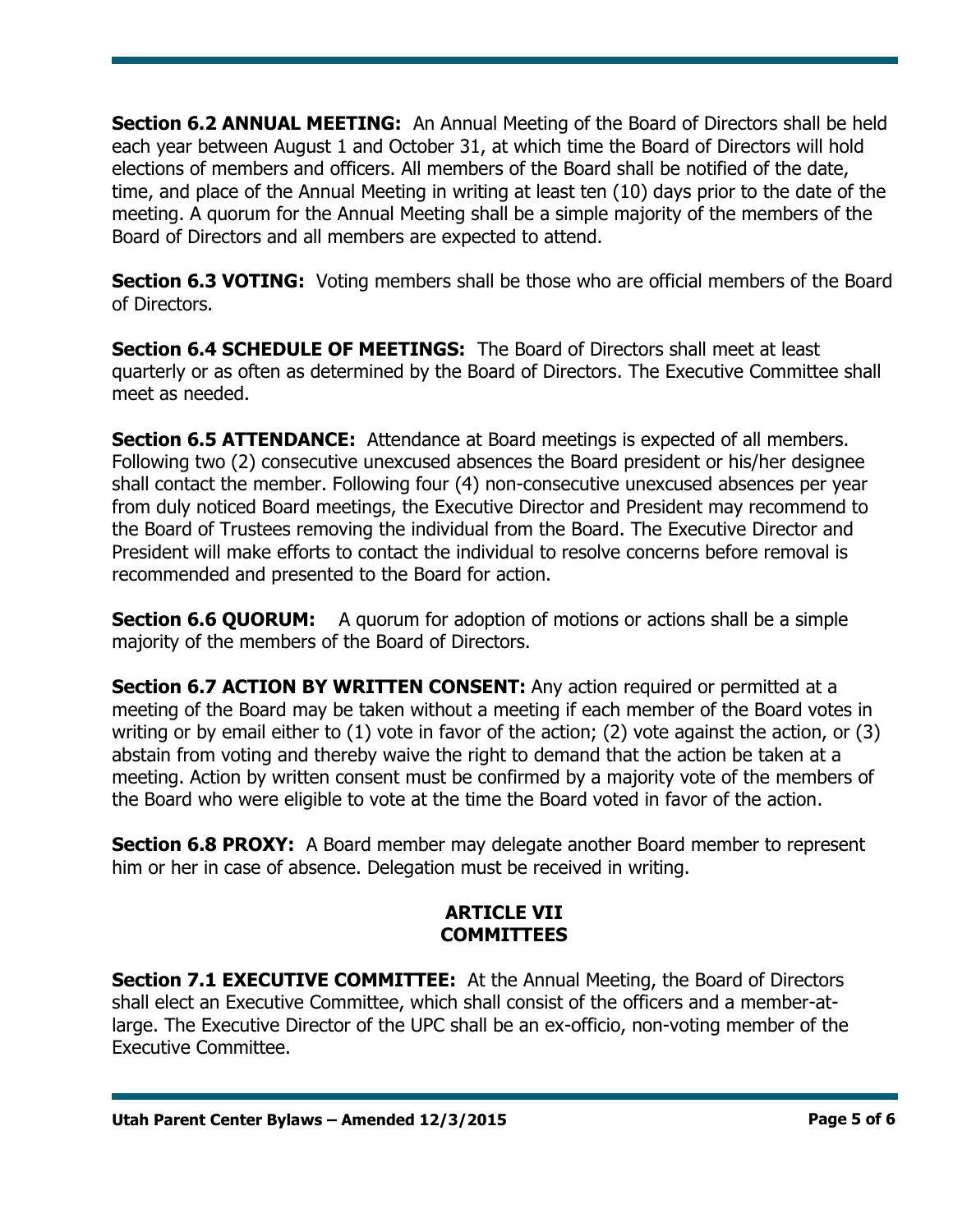**Section 6.2 ANNUAL MEETING:** An Annual Meeting of the Board of Directors shall be held each year between August 1 and October 31, at which time the Board of Directors will hold elections of members and officers. All members of the Board shall be notified of the date, time, and place of the Annual Meeting in writing at least ten (10) days prior to the date of the meeting. A quorum for the Annual Meeting shall be a simple majority of the members of the Board of Directors and all members are expected to attend.

**Section 6.3 VOTING:** Voting members shall be those who are official members of the Board of Directors.

**Section 6.4 SCHEDULE OF MEETINGS:** The Board of Directors shall meet at least quarterly or as often as determined by the Board of Directors. The Executive Committee shall meet as needed.

**Section 6.5 ATTENDANCE:** Attendance at Board meetings is expected of all members. Following two (2) consecutive unexcused absences the Board president or his/her designee shall contact the member. Following four (4) non-consecutive unexcused absences per year from duly noticed Board meetings, the Executive Director and President may recommend to the Board of Trustees removing the individual from the Board. The Executive Director and President will make efforts to contact the individual to resolve concerns before removal is recommended and presented to the Board for action.

**Section 6.6 QUORUM:** A quorum for adoption of motions or actions shall be a simple majority of the members of the Board of Directors.

**Section 6.7 ACTION BY WRITTEN CONSENT:** Any action required or permitted at a meeting of the Board may be taken without a meeting if each member of the Board votes in writing or by email either to (1) vote in favor of the action; (2) vote against the action, or (3) abstain from voting and thereby waive the right to demand that the action be taken at a meeting. Action by written consent must be confirmed by a majority vote of the members of the Board who were eligible to vote at the time the Board voted in favor of the action.

**Section 6.8 PROXY:** A Board member may delegate another Board member to represent him or her in case of absence. Delegation must be received in writing.

## ARTICLE VII
## COMMITTEES

**Section 7.1 EXECUTIVE COMMITTEE:** At the Annual Meeting, the Board of Directors shall elect an Executive Committee, which shall consist of the officers and a member-at-large. The Executive Director of the UPC shall be an ex-officio, non-voting member of the Executive Committee.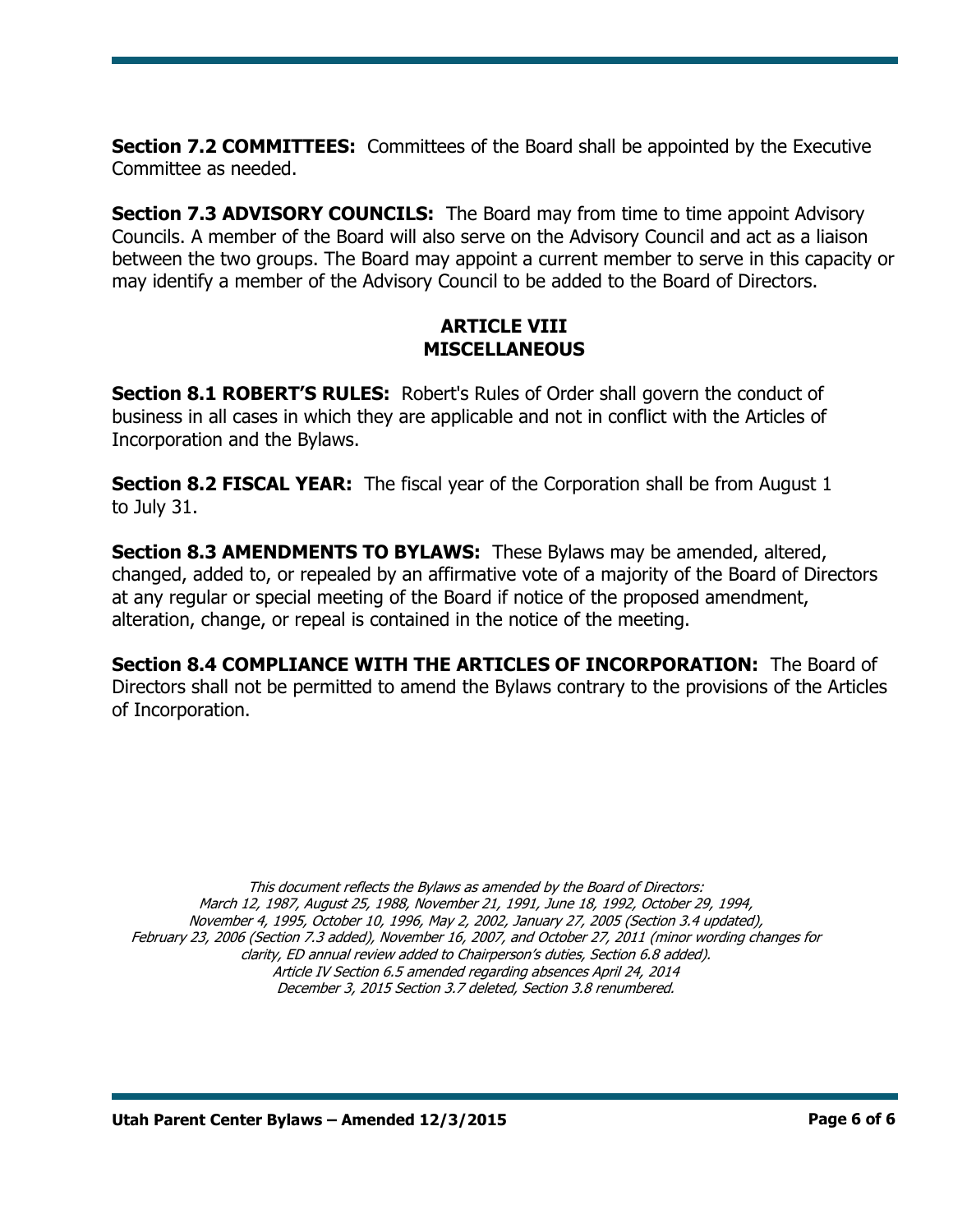**Section 7.2 COMMITTEES:** Committees of the Board shall be appointed by the Executive Committee as needed.

**Section 7.3 ADVISORY COUNCILS:** The Board may from time to time appoint Advisory Councils. A member of the Board will also serve on the Advisory Council and act as a liaison between the two groups. The Board may appoint a current member to serve in this capacity or may identify a member of the Advisory Council to be added to the Board of Directors.

## ARTICLE VIII
## MISCELLANEOUS

**Section 8.1 ROBERT'S RULES:** Robert's Rules of Order shall govern the conduct of business in all cases in which they are applicable and not in conflict with the Articles of Incorporation and the Bylaws.

**Section 8.2 FISCAL YEAR:** The fiscal year of the Corporation shall be from August 1 to July 31.

**Section 8.3 AMENDMENTS TO BYLAWS:** These Bylaws may be amended, altered, changed, added to, or repealed by an affirmative vote of a majority of the Board of Directors at any regular or special meeting of the Board if notice of the proposed amendment, alteration, change, or repeal is contained in the notice of the meeting.

**Section 8.4 COMPLIANCE WITH THE ARTICLES OF INCORPORATION:** The Board of Directors shall not be permitted to amend the Bylaws contrary to the provisions of the Articles of Incorporation.

*This document reflects the Bylaws as amended by the Board of Directors: March 12, 1987, August 25, 1988, November 21, 1991, June 18, 1992, October 29, 1994, November 4, 1995, October 10, 1996, May 2, 2002, January 27, 2005 (Section 3.4 updated), February 23, 2006 (Section 7.3 added), November 16, 2007, and October 27, 2011 (minor wording changes for clarity, ED annual review added to Chairperson's duties, Section 6.8 added). Article IV Section 6.5 amended regarding absences April 24, 2014 December 3, 2015 Section 3.7 deleted, Section 3.8 renumbered.*